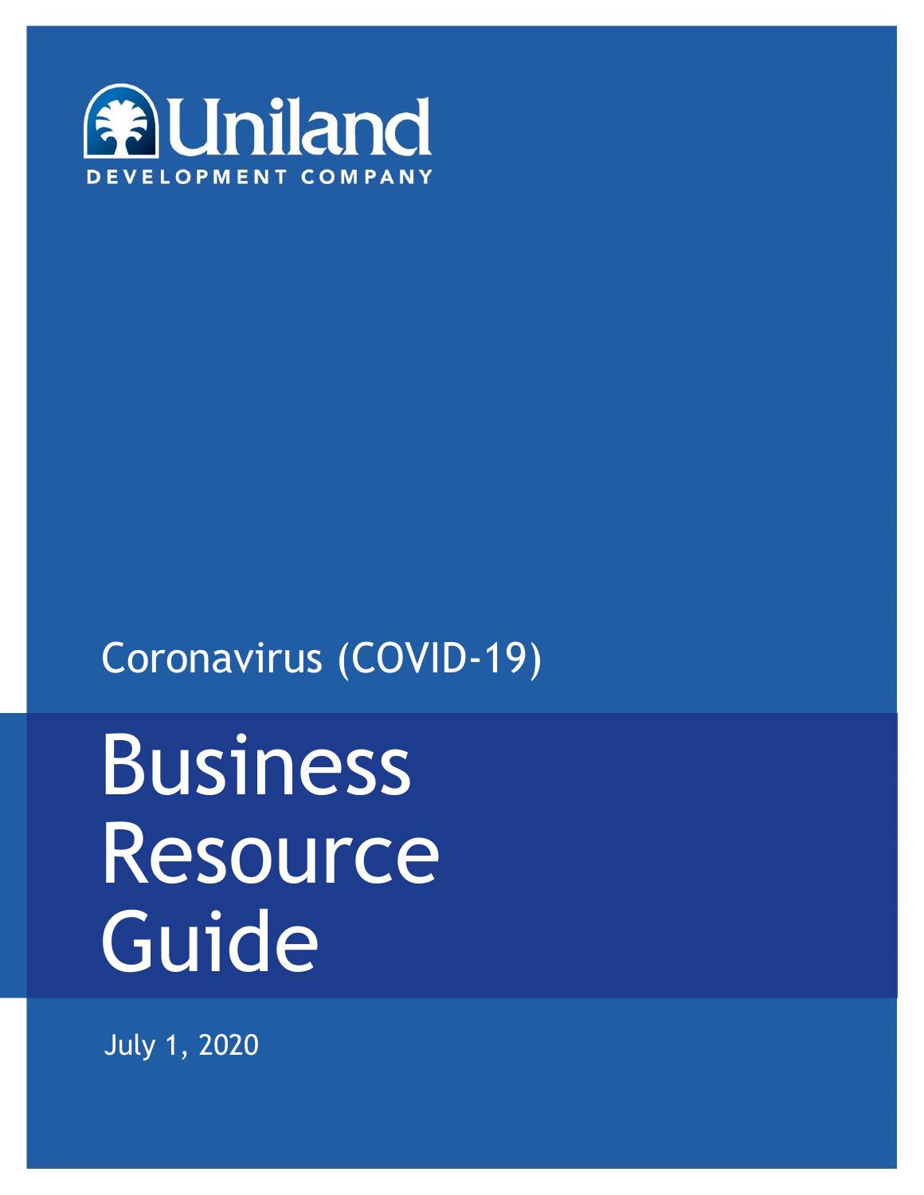Uniland

DEVELOPMENT COMPANY

Coronavirus (COVID-19)

# Business Resource Guide

July 1, 2020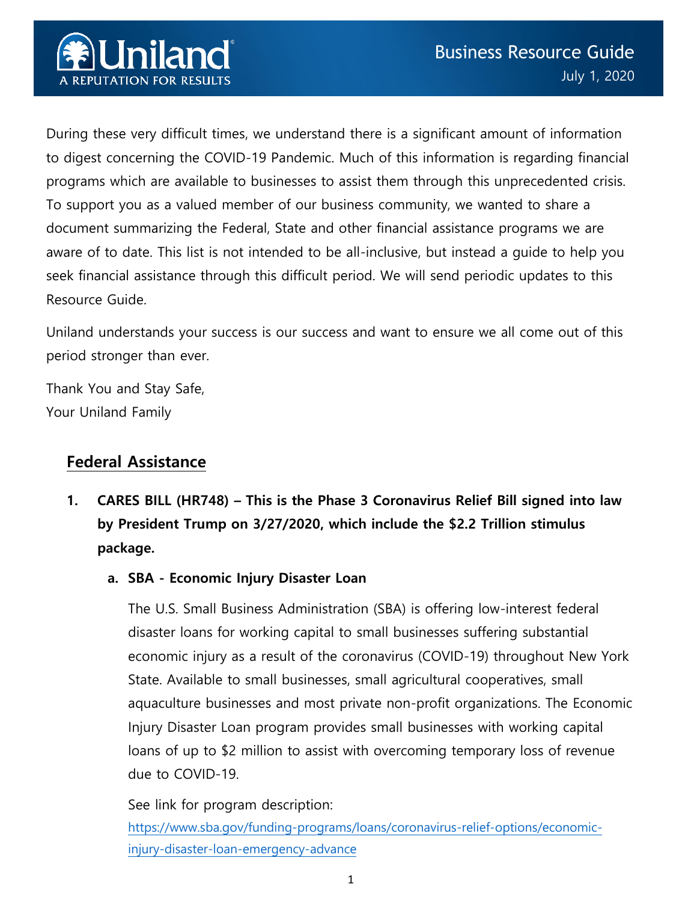# Business Resource Guide

July 1, 2020

During these very difficult times, we understand there is a significant amount of information to digest concerning the COVID-19 Pandemic. Much of this information is regarding financial programs which are available to businesses to assist them through this unprecedented crisis. To support you as a valued member of our business community, we wanted to share a document summarizing the Federal, State and other financial assistance programs we are aware of to date. This list is not intended to be all-inclusive, but instead a guide to help you seek financial assistance through this difficult period. We will send periodic updates to this Resource Guide.

Uniland understands your success is our success and want to ensure we all come out of this period stronger than ever.

Thank You and Stay Safe,
Your Uniland Family

## Federal Assistance

1. **CARES BILL (HR748) – This is the Phase 3 Coronavirus Relief Bill signed into law by President Trump on 3/27/2020, which include the $2.2 Trillion stimulus package.**

   a. **SBA - Economic Injury Disaster Loan**

   The U.S. Small Business Administration (SBA) is offering low-interest federal disaster loans for working capital to small businesses suffering substantial economic injury as a result of the coronavirus (COVID-19) throughout New York State. Available to small businesses, small agricultural cooperatives, small aquaculture businesses and most private non-profit organizations. The Economic Injury Disaster Loan program provides small businesses with working capital loans of up to $2 million to assist with overcoming temporary loss of revenue due to COVID-19.

   See link for program description:
   [https://www.sba.gov/funding-programs/loans/coronavirus-relief-options/economic-injury-disaster-loan-emergency-advance](https://www.sba.gov/funding-programs/loans/coronavirus-relief-options/economic-injury-disaster-loan-emergency-advance)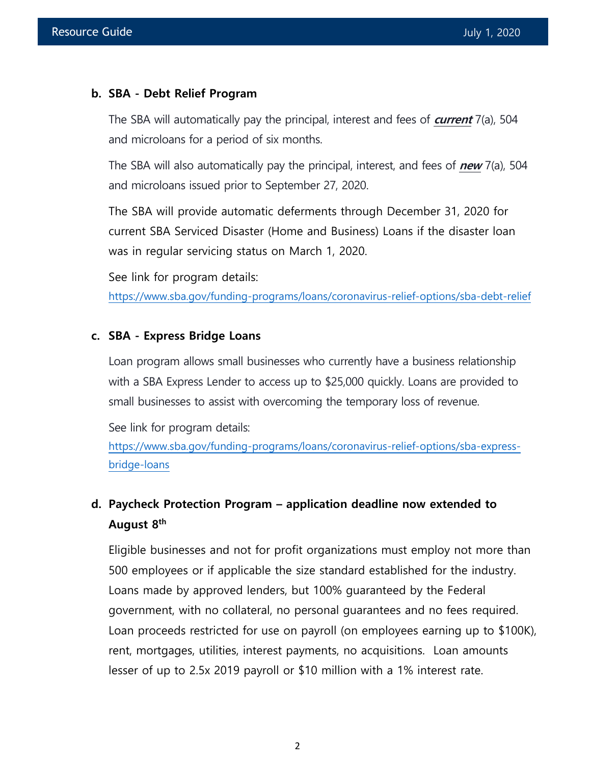**b. SBA - Debt Relief Program**

The SBA will automatically pay the principal, interest and fees of ***current*** 7(a), 504 and microloans for a period of six months.

The SBA will also automatically pay the principal, interest, and fees of ***new*** 7(a), 504 and microloans issued prior to September 27, 2020.

The SBA will provide automatic deferments through December 31, 2020 for current SBA Serviced Disaster (Home and Business) Loans if the disaster loan was in regular servicing status on March 1, 2020.

See link for program details:
https://www.sba.gov/funding-programs/loans/coronavirus-relief-options/sba-debt-relief

**c. SBA - Express Bridge Loans**

Loan program allows small businesses who currently have a business relationship with a SBA Express Lender to access up to $25,000 quickly. Loans are provided to small businesses to assist with overcoming the temporary loss of revenue.

See link for program details:
https://www.sba.gov/funding-programs/loans/coronavirus-relief-options/sba-express-bridge-loans

**d. Paycheck Protection Program – application deadline now extended to August 8th**

Eligible businesses and not for profit organizations must employ not more than 500 employees or if applicable the size standard established for the industry. Loans made by approved lenders, but 100% guaranteed by the Federal government, with no collateral, no personal guarantees and no fees required. Loan proceeds restricted for use on payroll (on employees earning up to $100K), rent, mortgages, utilities, interest payments, no acquisitions. Loan amounts lesser of up to 2.5x 2019 payroll or $10 million with a 1% interest rate.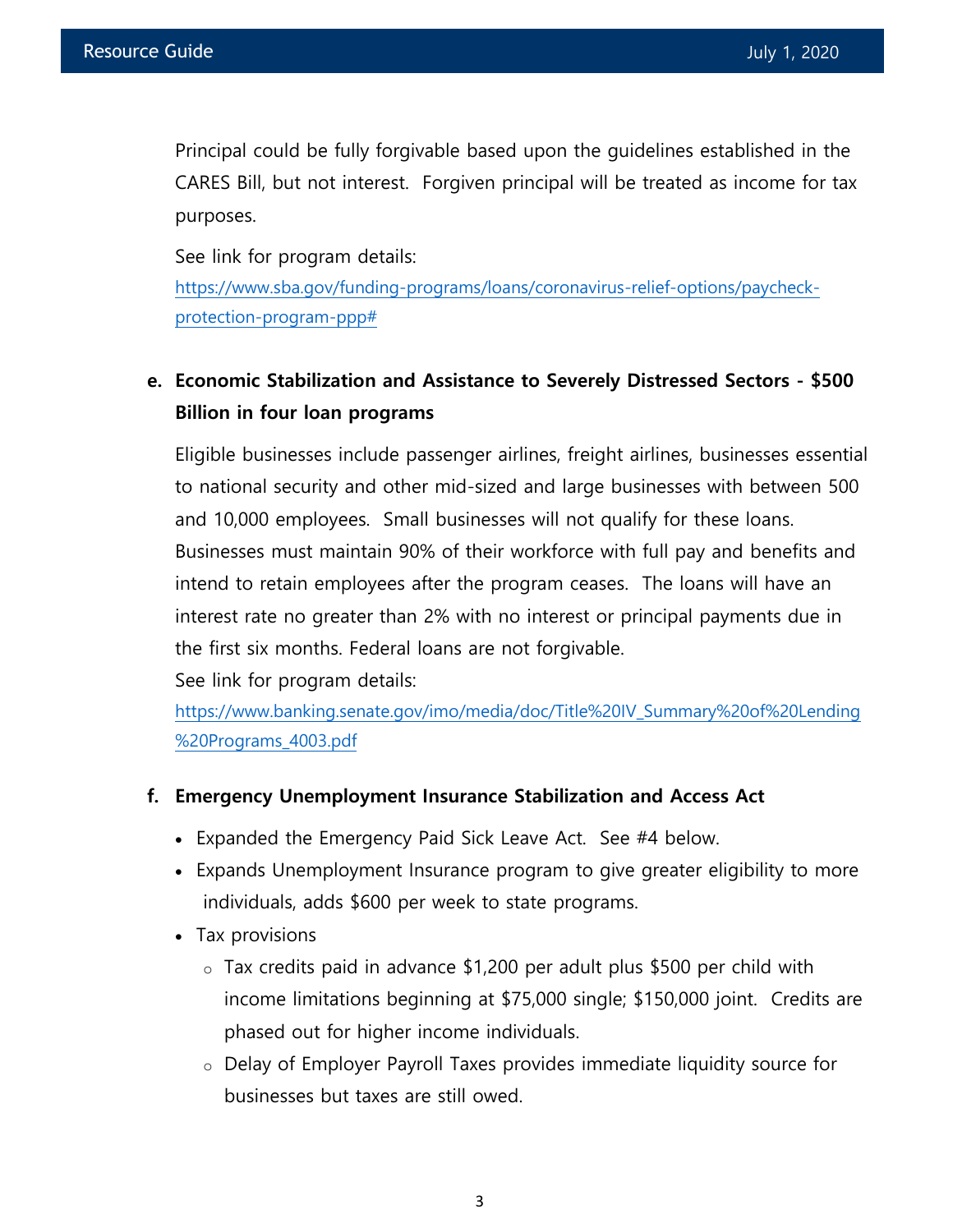Principal could be fully forgivable based upon the guidelines established in the CARES Bill, but not interest. Forgiven principal will be treated as income for tax purposes.

See link for program details:
[https://www.sba.gov/funding-programs/loans/coronavirus-relief-options/paycheck-protection-program-ppp#](https://www.sba.gov/funding-programs/loans/coronavirus-relief-options/paycheck-protection-program-ppp#)

**e. Economic Stabilization and Assistance to Severely Distressed Sectors - $500 Billion in four loan programs**

Eligible businesses include passenger airlines, freight airlines, businesses essential to national security and other mid-sized and large businesses with between 500 and 10,000 employees. Small businesses will not qualify for these loans. Businesses must maintain 90% of their workforce with full pay and benefits and intend to retain employees after the program ceases. The loans will have an interest rate no greater than 2% with no interest or principal payments due in the first six months. Federal loans are not forgivable.

See link for program details:
[https://www.banking.senate.gov/imo/media/doc/Title%20IV_Summary%20of%20Lending%20Programs_4003.pdf](https://www.banking.senate.gov/imo/media/doc/Title%20IV_Summary%20of%20Lending%20Programs_4003.pdf)

**f. Emergency Unemployment Insurance Stabilization and Access Act**

- Expanded the Emergency Paid Sick Leave Act. See #4 below.
- Expands Unemployment Insurance program to give greater eligibility to more individuals, adds $600 per week to state programs.
- Tax provisions
  - Tax credits paid in advance $1,200 per adult plus $500 per child with income limitations beginning at $75,000 single; $150,000 joint. Credits are phased out for higher income individuals.
  - Delay of Employer Payroll Taxes provides immediate liquidity source for businesses but taxes are still owed.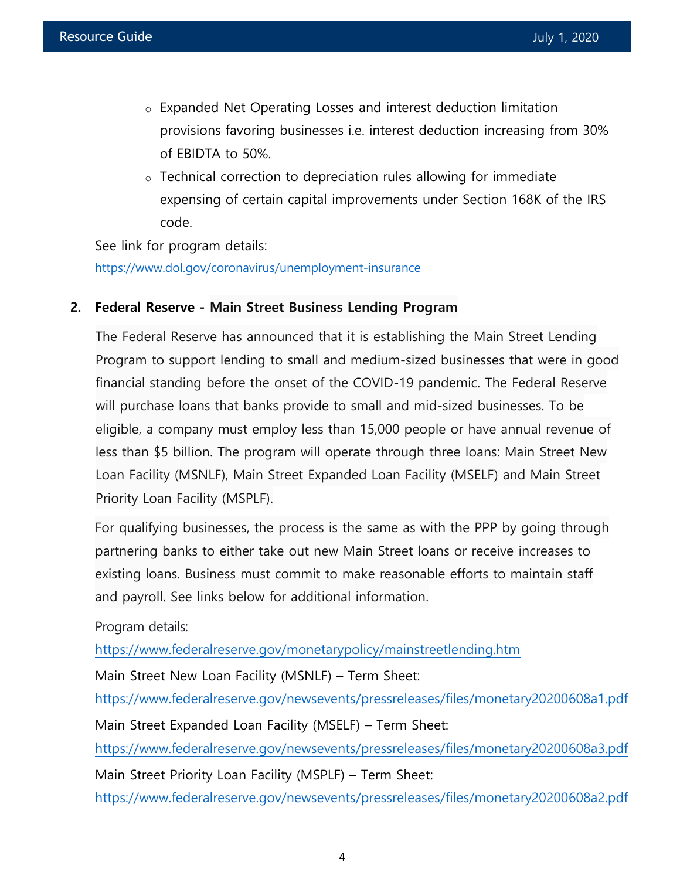- Expanded Net Operating Losses and interest deduction limitation provisions favoring businesses i.e. interest deduction increasing from 30% of EBIDTA to 50%.
- Technical correction to depreciation rules allowing for immediate expensing of certain capital improvements under Section 168K of the IRS code.

See link for program details:
https://www.dol.gov/coronavirus/unemployment-insurance

**2. Federal Reserve - Main Street Business Lending Program**

The Federal Reserve has announced that it is establishing the Main Street Lending Program to support lending to small and medium-sized businesses that were in good financial standing before the onset of the COVID-19 pandemic. The Federal Reserve will purchase loans that banks provide to small and mid-sized businesses. To be eligible, a company must employ less than 15,000 people or have annual revenue of less than $5 billion. The program will operate through three loans: Main Street New Loan Facility (MSNLF), Main Street Expanded Loan Facility (MSELF) and Main Street Priority Loan Facility (MSPLF).

For qualifying businesses, the process is the same as with the PPP by going through partnering banks to either take out new Main Street loans or receive increases to existing loans. Business must commit to make reasonable efforts to maintain staff and payroll. See links below for additional information.

Program details:
https://www.federalreserve.gov/monetarypolicy/mainstreetlending.htm

Main Street New Loan Facility (MSNLF) – Term Sheet:
https://www.federalreserve.gov/newsevents/pressreleases/files/monetary20200608a1.pdf

Main Street Expanded Loan Facility (MSELF) – Term Sheet:
https://www.federalreserve.gov/newsevents/pressreleases/files/monetary20200608a3.pdf

Main Street Priority Loan Facility (MSPLF) – Term Sheet:
https://www.federalreserve.gov/newsevents/pressreleases/files/monetary20200608a2.pdf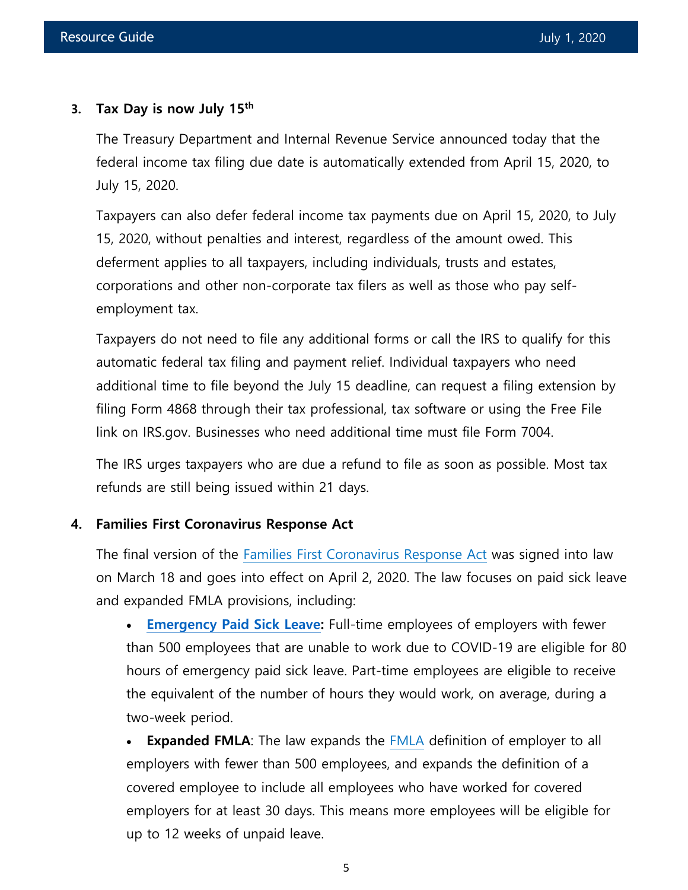### 3. Tax Day is now July 15th

The Treasury Department and Internal Revenue Service announced today that the federal income tax filing due date is automatically extended from April 15, 2020, to July 15, 2020.

Taxpayers can also defer federal income tax payments due on April 15, 2020, to July 15, 2020, without penalties and interest, regardless of the amount owed. This deferment applies to all taxpayers, including individuals, trusts and estates, corporations and other non-corporate tax filers as well as those who pay self-employment tax.

Taxpayers do not need to file any additional forms or call the IRS to qualify for this automatic federal tax filing and payment relief. Individual taxpayers who need additional time to file beyond the July 15 deadline, can request a filing extension by filing Form 4868 through their tax professional, tax software or using the Free File link on IRS.gov. Businesses who need additional time must file Form 7004.

The IRS urges taxpayers who are due a refund to file as soon as possible. Most tax refunds are still being issued within 21 days.

### 4. Families First Coronavirus Response Act

The final version of the Families First Coronavirus Response Act was signed into law on March 18 and goes into effect on April 2, 2020. The law focuses on paid sick leave and expanded FMLA provisions, including:

- **Emergency Paid Sick Leave:** Full-time employees of employers with fewer than 500 employees that are unable to work due to COVID-19 are eligible for 80 hours of emergency paid sick leave. Part-time employees are eligible to receive the equivalent of the number of hours they would work, on average, during a two-week period.
- **Expanded FMLA**: The law expands the FMLA definition of employer to all employers with fewer than 500 employees, and expands the definition of a covered employee to include all employees who have worked for covered employers for at least 30 days. This means more employees will be eligible for up to 12 weeks of unpaid leave.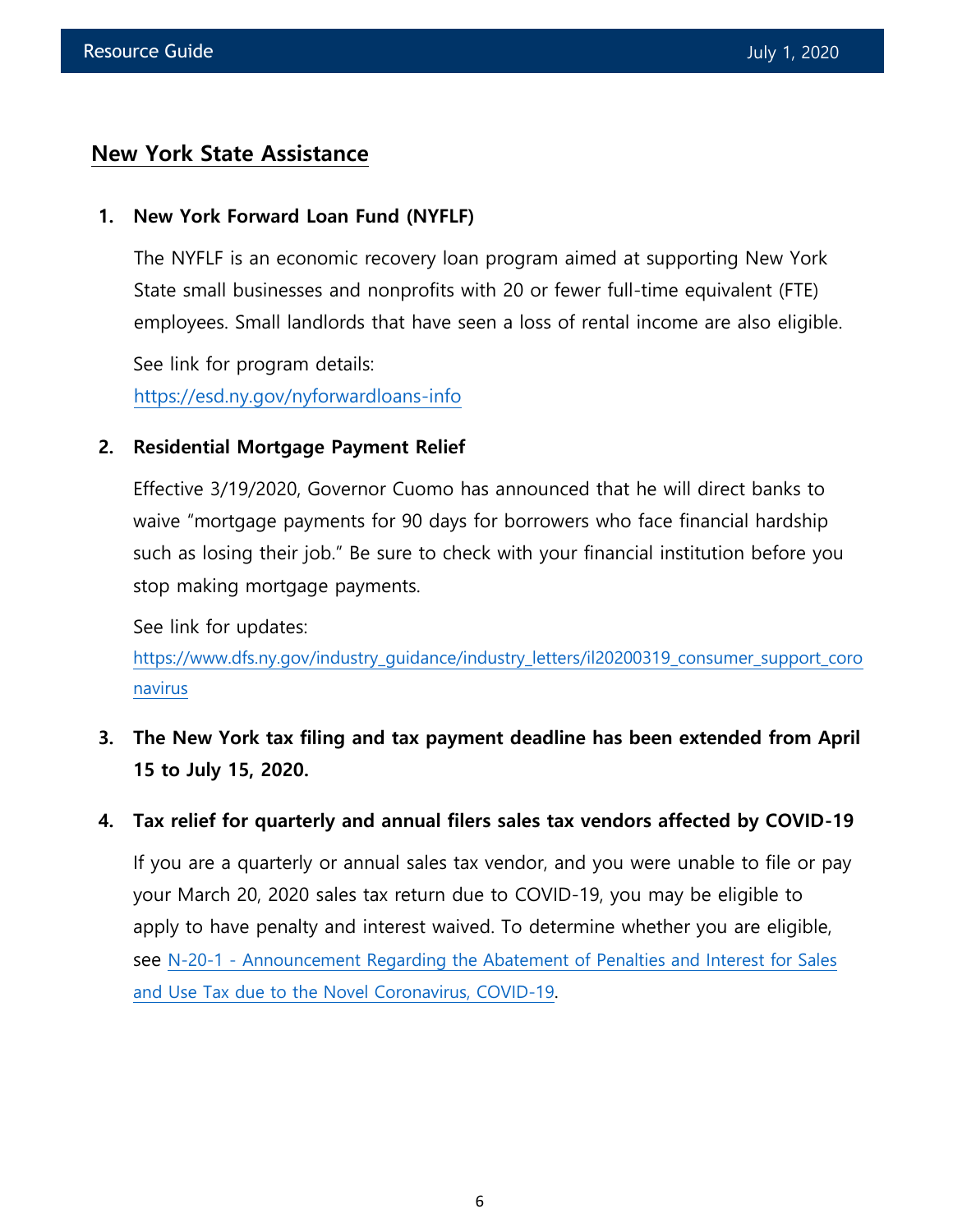## New York State Assistance

1. **New York Forward Loan Fund (NYFLF)**

   The NYFLF is an economic recovery loan program aimed at supporting New York State small businesses and nonprofits with 20 or fewer full-time equivalent (FTE) employees. Small landlords that have seen a loss of rental income are also eligible.

   See link for program details:
   [https://esd.ny.gov/nyforwardloans-info](https://esd.ny.gov/nyforwardloans-info)

2. **Residential Mortgage Payment Relief**

   Effective 3/19/2020, Governor Cuomo has announced that he will direct banks to waive "mortgage payments for 90 days for borrowers who face financial hardship such as losing their job." Be sure to check with your financial institution before you stop making mortgage payments.

   See link for updates:
   [https://www.dfs.ny.gov/industry_guidance/industry_letters/il20200319_consumer_support_coronavirus](https://www.dfs.ny.gov/industry_guidance/industry_letters/il20200319_consumer_support_coronavirus)

3. **The New York tax filing and tax payment deadline has been extended from April 15 to July 15, 2020.**

4. **Tax relief for quarterly and annual filers sales tax vendors affected by COVID-19**

   If you are a quarterly or annual sales tax vendor, and you were unable to file or pay your March 20, 2020 sales tax return due to COVID-19, you may be eligible to apply to have penalty and interest waived. To determine whether you are eligible, see N-20-1 - Announcement Regarding the Abatement of Penalties and Interest for Sales and Use Tax due to the Novel Coronavirus, COVID-19.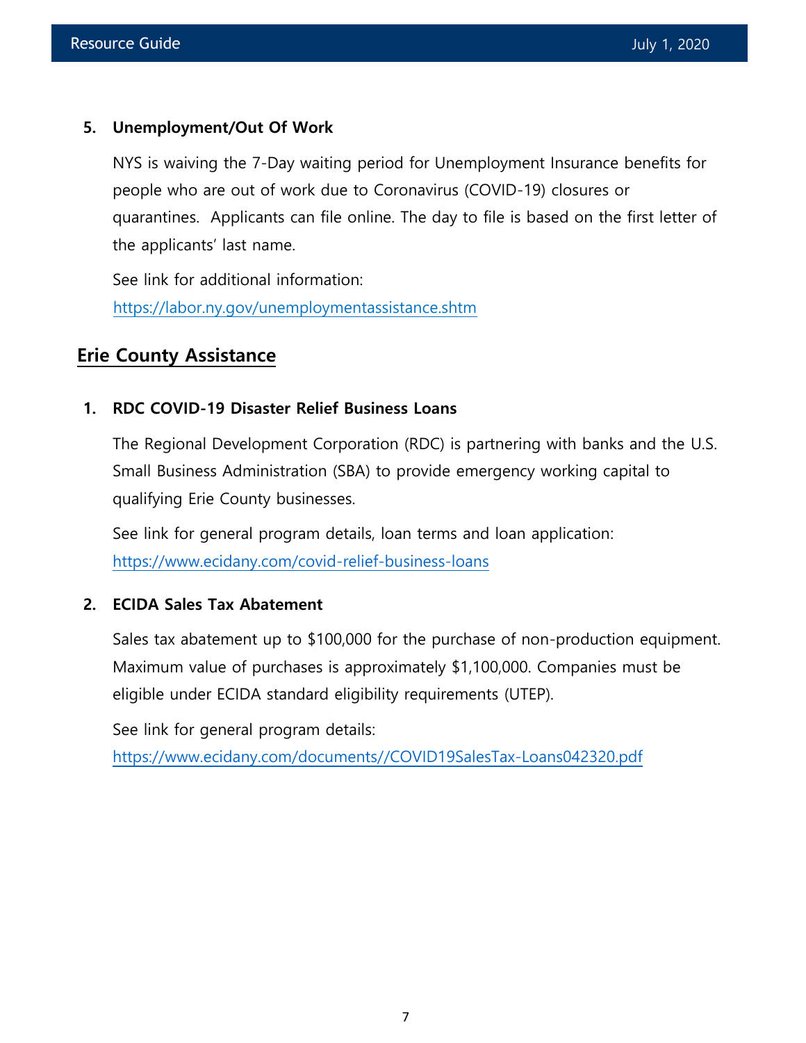5. **Unemployment/Out Of Work**

   NYS is waiving the 7-Day waiting period for Unemployment Insurance benefits for people who are out of work due to Coronavirus (COVID-19) closures or quarantines. Applicants can file online. The day to file is based on the first letter of the applicants' last name.

   See link for additional information:
   https://labor.ny.gov/unemploymentassistance.shtm

## Erie County Assistance

1. **RDC COVID-19 Disaster Relief Business Loans**

   The Regional Development Corporation (RDC) is partnering with banks and the U.S. Small Business Administration (SBA) to provide emergency working capital to qualifying Erie County businesses.

   See link for general program details, loan terms and loan application:
   https://www.ecidany.com/covid-relief-business-loans

2. **ECIDA Sales Tax Abatement**

   Sales tax abatement up to $100,000 for the purchase of non-production equipment. Maximum value of purchases is approximately $1,100,000. Companies must be eligible under ECIDA standard eligibility requirements (UTEP).

   See link for general program details:
   https://www.ecidany.com/documents//COVID19SalesTax-Loans042320.pdf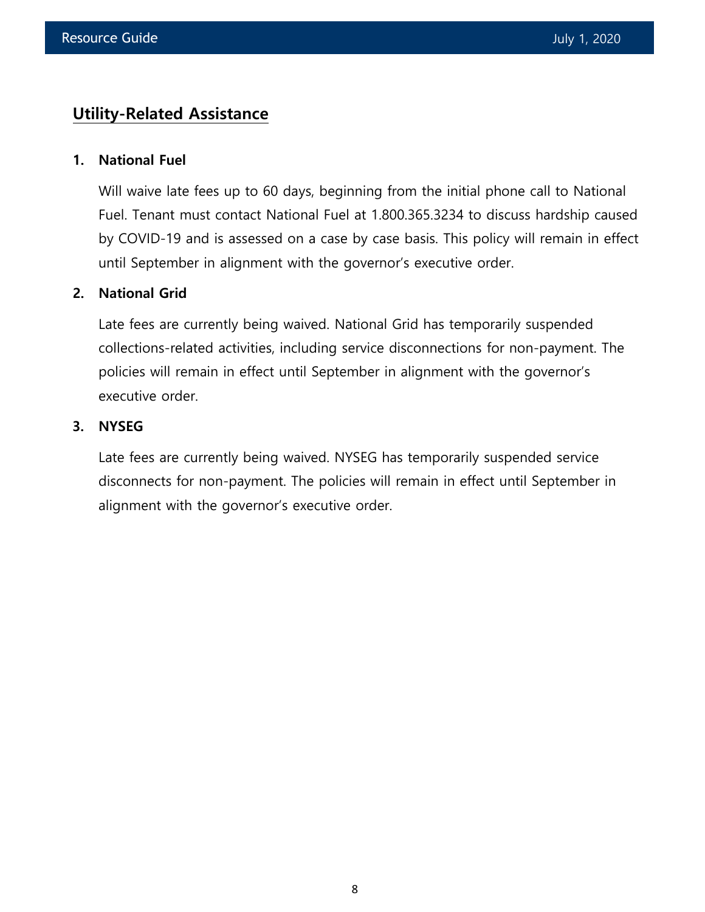## Utility-Related Assistance

1. **National Fuel**

   Will waive late fees up to 60 days, beginning from the initial phone call to National Fuel. Tenant must contact National Fuel at 1.800.365.3234 to discuss hardship caused by COVID-19 and is assessed on a case by case basis. This policy will remain in effect until September in alignment with the governor's executive order.

2. **National Grid**

   Late fees are currently being waived. National Grid has temporarily suspended collections-related activities, including service disconnections for non-payment. The policies will remain in effect until September in alignment with the governor's executive order.

3. **NYSEG**

   Late fees are currently being waived. NYSEG has temporarily suspended service disconnects for non-payment. The policies will remain in effect until September in alignment with the governor's executive order.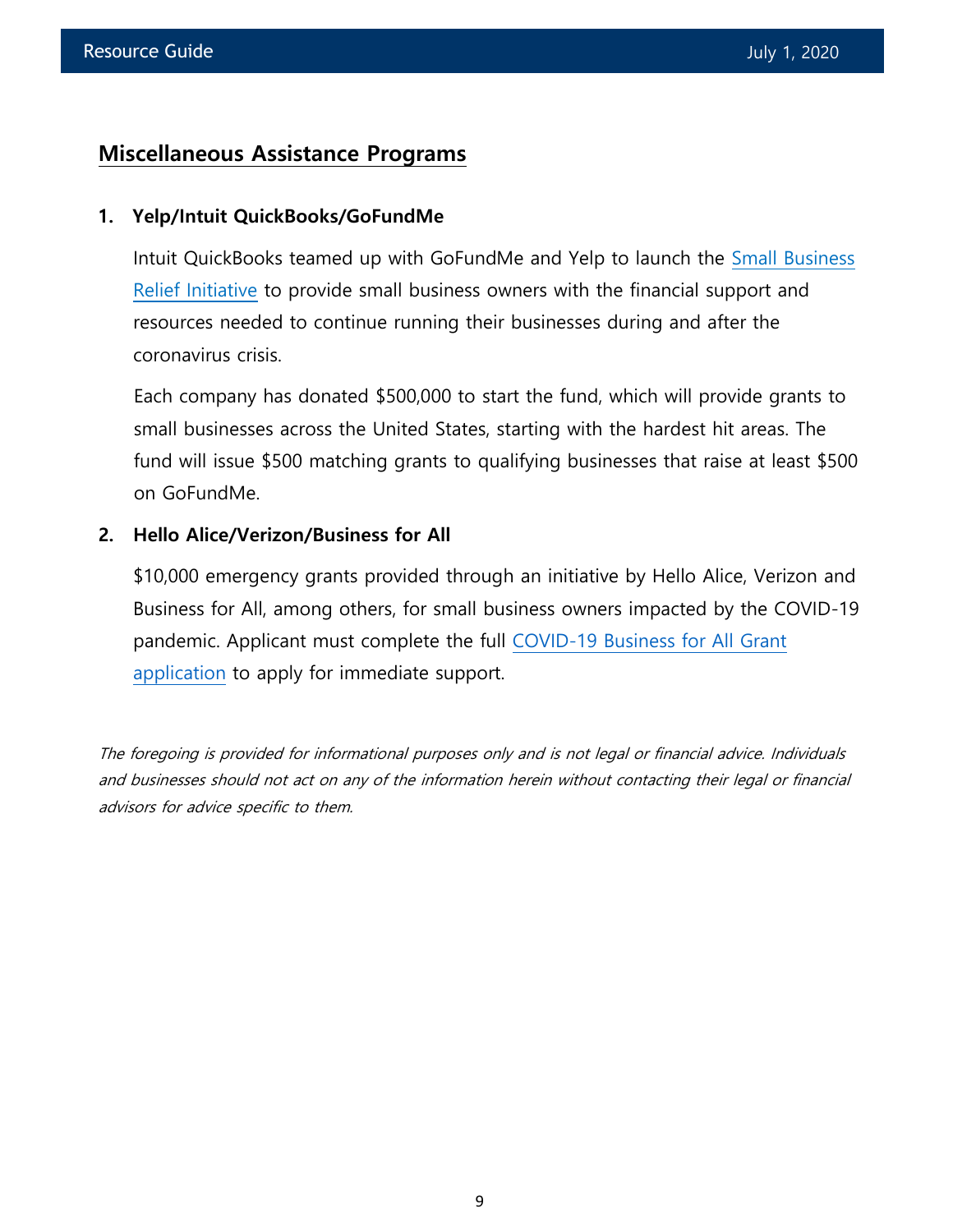## Miscellaneous Assistance Programs

**1. Yelp/Intuit QuickBooks/GoFundMe**

Intuit QuickBooks teamed up with GoFundMe and Yelp to launch the Small Business Relief Initiative to provide small business owners with the financial support and resources needed to continue running their businesses during and after the coronavirus crisis.

Each company has donated $500,000 to start the fund, which will provide grants to small businesses across the United States, starting with the hardest hit areas. The fund will issue $500 matching grants to qualifying businesses that raise at least $500 on GoFundMe.

**2. Hello Alice/Verizon/Business for All**

$10,000 emergency grants provided through an initiative by Hello Alice, Verizon and Business for All, among others, for small business owners impacted by the COVID-19 pandemic. Applicant must complete the full COVID-19 Business for All Grant application to apply for immediate support.

*The foregoing is provided for informational purposes only and is not legal or financial advice. Individuals and businesses should not act on any of the information herein without contacting their legal or financial advisors for advice specific to them.*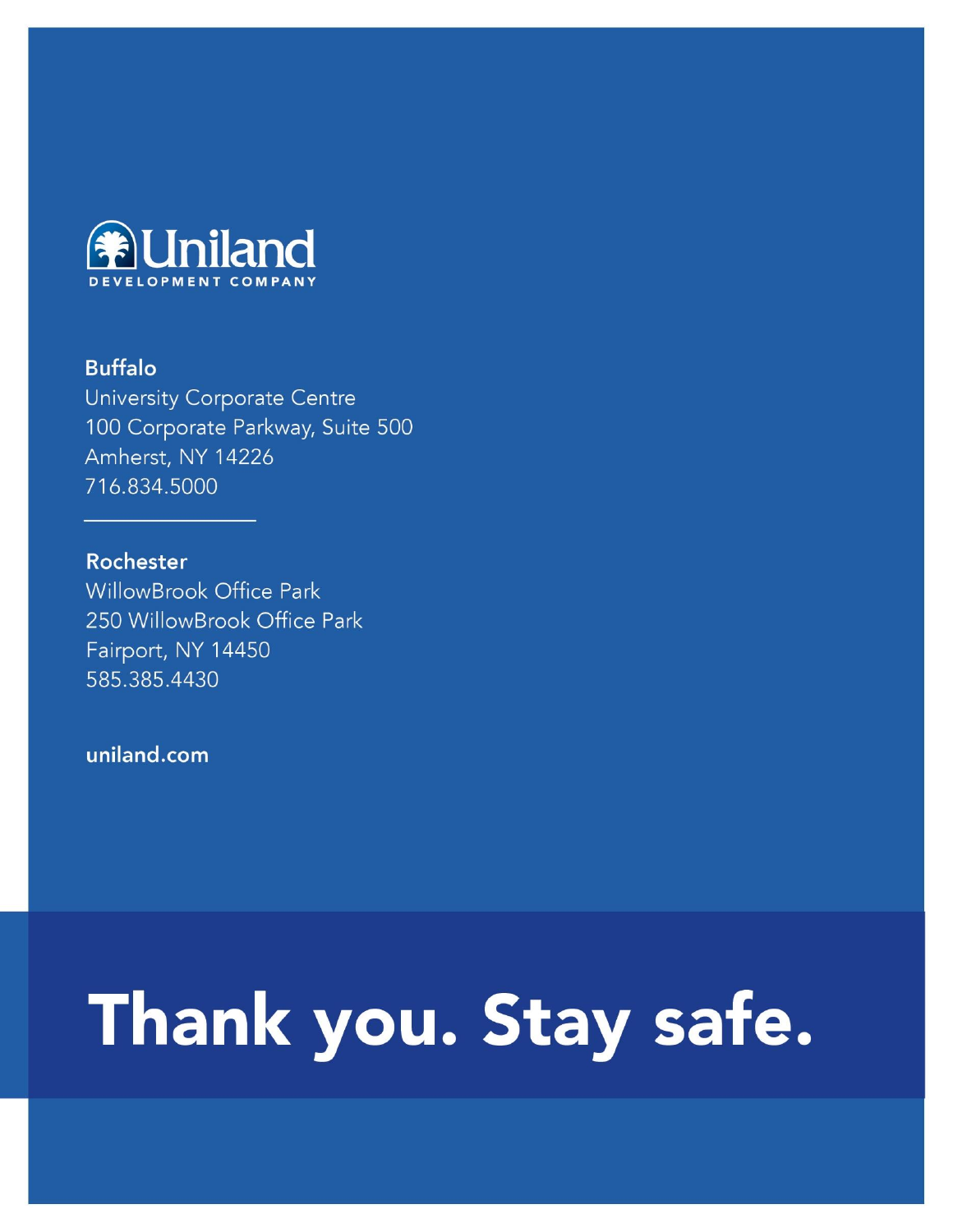Uniland

DEVELOPMENT COMPANY

**Buffalo**
University Corporate Centre
100 Corporate Parkway, Suite 500
Amherst, NY 14226
716.834.5000

---

**Rochester**
WillowBrook Office Park
250 WillowBrook Office Park
Fairport, NY 14450
585.385.4430

**uniland.com**

# Thank you. Stay safe.